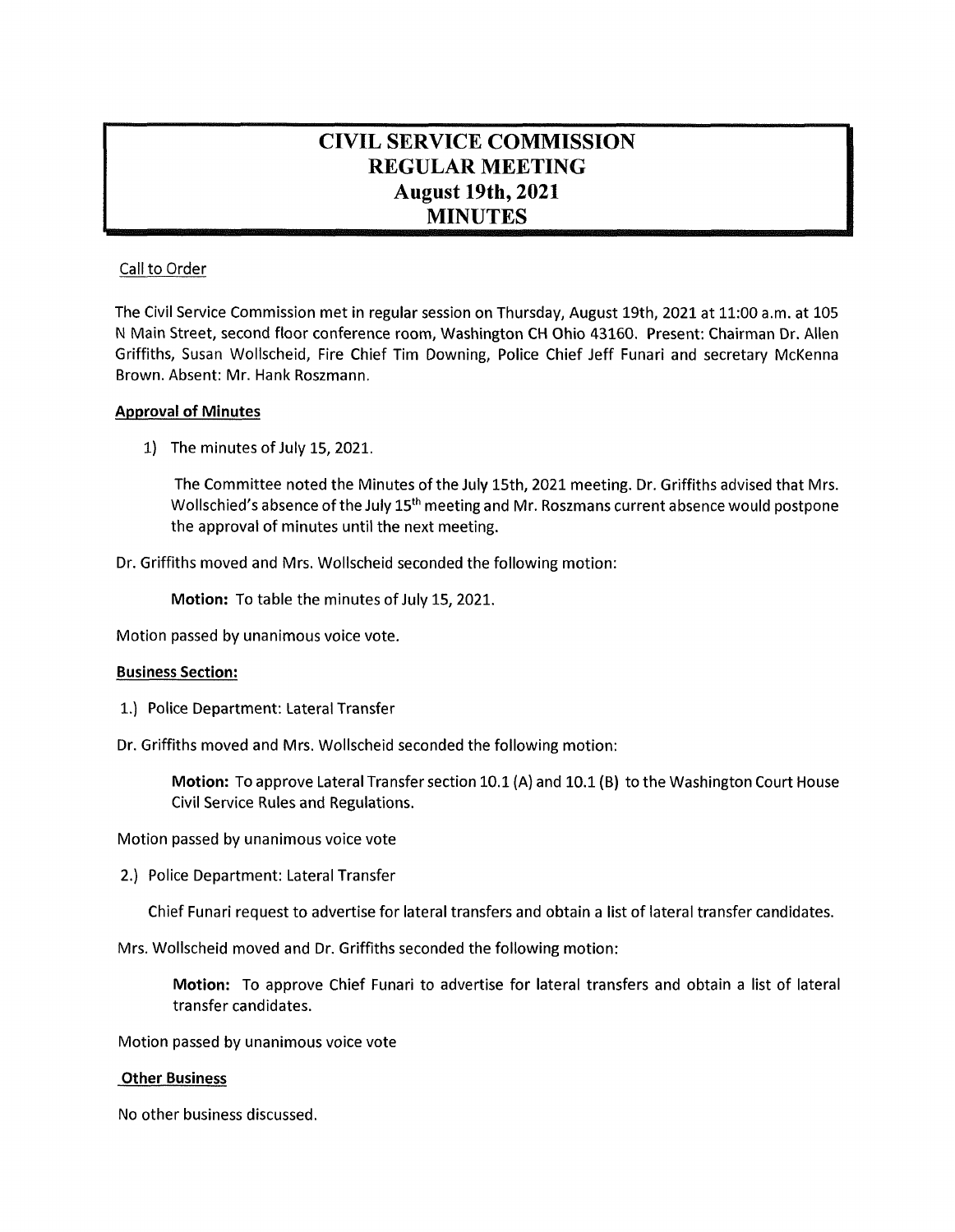# CIVIL SERVICE COMMISSION
# REGULAR MEETING
# August 19th, 2021
# MINUTES

Call to Order

The Civil Service Commission met in regular session on Thursday, August 19th, 2021 at 11:00 a.m. at 105 N Main Street, second floor conference room, Washington CH Ohio 43160. Present: Chairman Dr. Allen Griffiths, Susan Wollscheid, Fire Chief Tim Downing, Police Chief Jeff Funari and secretary McKenna Brown. Absent: Mr. Hank Roszmann.

**Approval of Minutes**

1) The minutes of July 15, 2021.

   The Committee noted the Minutes of the July 15th, 2021 meeting. Dr. Griffiths advised that Mrs. Wollschied's absence of the July 15th meeting and Mr. Roszmans current absence would postpone the approval of minutes until the next meeting.

Dr. Griffiths moved and Mrs. Wollscheid seconded the following motion:

> **Motion:** To table the minutes of July 15, 2021.

Motion passed by unanimous voice vote.

**Business Section:**

1.) Police Department: Lateral Transfer

Dr. Griffiths moved and Mrs. Wollscheid seconded the following motion:

> **Motion:** To approve Lateral Transfer section 10.1 (A) and 10.1 (B) to the Washington Court House Civil Service Rules and Regulations.

Motion passed by unanimous voice vote

2.) Police Department: Lateral Transfer

   Chief Funari request to advertise for lateral transfers and obtain a list of lateral transfer candidates.

Mrs. Wollscheid moved and Dr. Griffiths seconded the following motion:

> **Motion:** To approve Chief Funari to advertise for lateral transfers and obtain a list of lateral transfer candidates.

Motion passed by unanimous voice vote

**Other Business**

No other business discussed.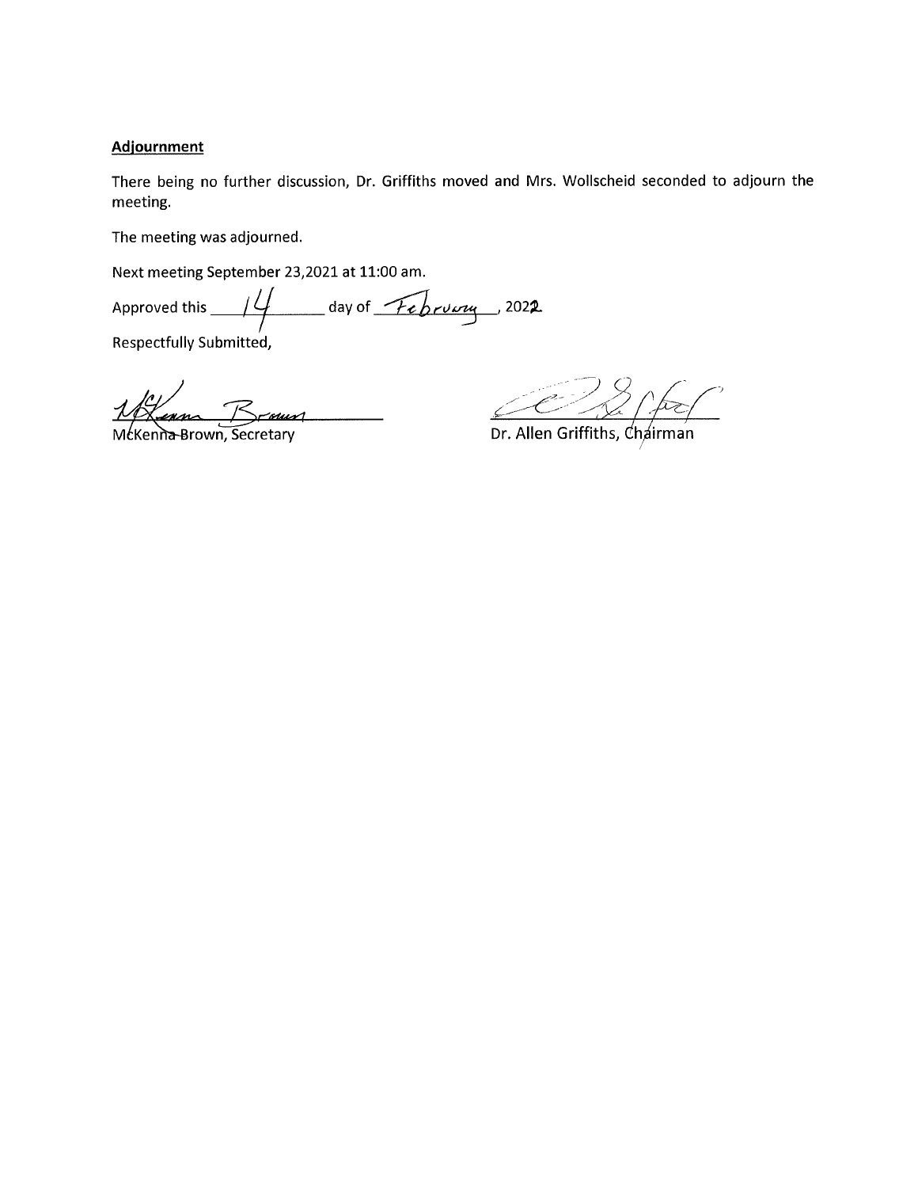**Adjournment**

There being no further discussion, Dr. Griffiths moved and Mrs. Wollscheid seconded to adjourn the meeting.

The meeting was adjourned.

Next meeting September 23,2021 at 11:00 am.

Approved this 14 day of February, 2022

Respectfully Submitted,

McKenna Brown, Secretary

Dr. Allen Griffiths, Chairman